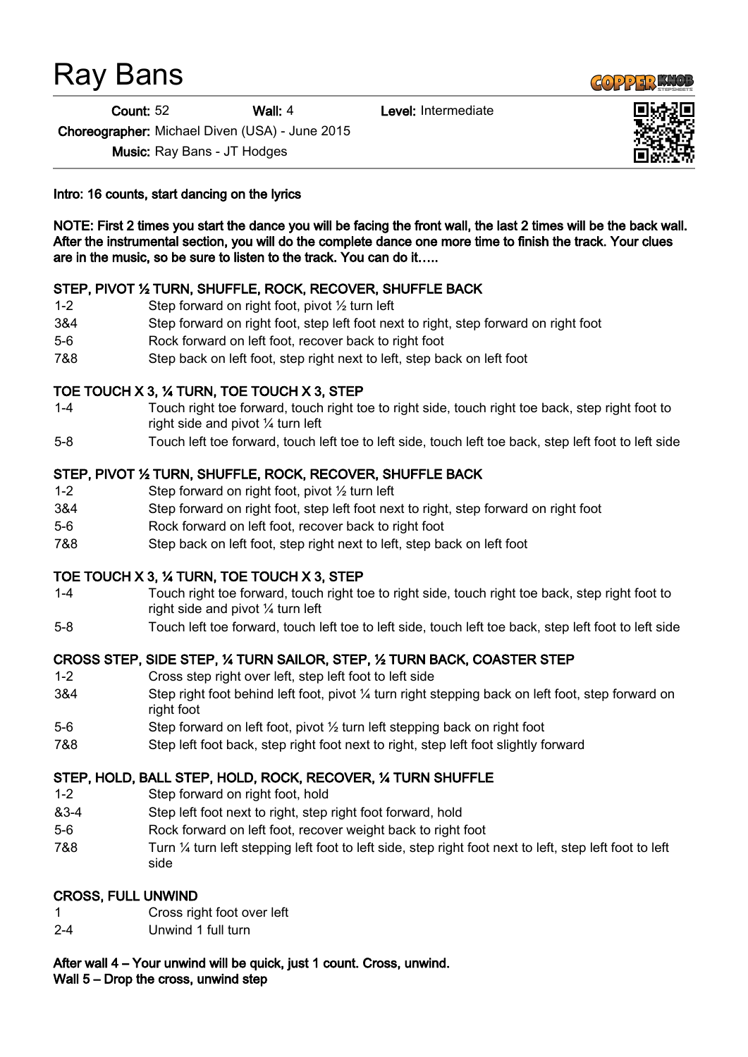# Ray Bans

**Count:** 52 **Wall:** 4 **Level:** Intermediate

**Choreographer:** Michael Diven (USA) - June 2015

**Music:** Ray Bans - JT Hodges

**Intro: 16 counts, start dancing on the lyrics**

**NOTE: First 2 times you start the dance you will be facing the front wall, the last 2 times will be the back wall. After the instrumental section, you will do the complete dance one more time to finish the track. Your clues are in the music, so be sure to listen to the track. You can do it…..**

**STEP, PIVOT ½ TURN, SHUFFLE, ROCK, RECOVER, SHUFFLE BACK**

| | |
|---|---|
| 1-2 | Step forward on right foot, pivot ½ turn left |
| 3&4 | Step forward on right foot, step left foot next to right, step forward on right foot |
| 5-6 | Rock forward on left foot, recover back to right foot |
| 7&8 | Step back on left foot, step right next to left, step back on left foot |

**TOE TOUCH X 3, ¼ TURN, TOE TOUCH X 3, STEP**

| | |
|---|---|
| 1-4 | Touch right toe forward, touch right toe to right side, touch right toe back, step right foot to right side and pivot ¼ turn left |
| 5-8 | Touch left toe forward, touch left toe to left side, touch left toe back, step left foot to left side |

**STEP, PIVOT ½ TURN, SHUFFLE, ROCK, RECOVER, SHUFFLE BACK**

| | |
|---|---|
| 1-2 | Step forward on right foot, pivot ½ turn left |
| 3&4 | Step forward on right foot, step left foot next to right, step forward on right foot |
| 5-6 | Rock forward on left foot, recover back to right foot |
| 7&8 | Step back on left foot, step right next to left, step back on left foot |

**TOE TOUCH X 3, ¼ TURN, TOE TOUCH X 3, STEP**

| | |
|---|---|
| 1-4 | Touch right toe forward, touch right toe to right side, touch right toe back, step right foot to right side and pivot ¼ turn left |
| 5-8 | Touch left toe forward, touch left toe to left side, touch left toe back, step left foot to left side |

**CROSS STEP, SIDE STEP, ¼ TURN SAILOR, STEP, ½ TURN BACK, COASTER STEP**

| | |
|---|---|
| 1-2 | Cross step right over left, step left foot to left side |
| 3&4 | Step right foot behind left foot, pivot ¼ turn right stepping back on left foot, step forward on right foot |
| 5-6 | Step forward on left foot, pivot ½ turn left stepping back on right foot |
| 7&8 | Step left foot back, step right foot next to right, step left foot slightly forward |

**STEP, HOLD, BALL STEP, HOLD, ROCK, RECOVER, ¼ TURN SHUFFLE**

| | |
|---|---|
| 1-2 | Step forward on right foot, hold |
| &3-4 | Step left foot next to right, step right foot forward, hold |
| 5-6 | Rock forward on left foot, recover weight back to right foot |
| 7&8 | Turn ¼ turn left stepping left foot to left side, step right foot next to left, step left foot to left side |

**CROSS, FULL UNWIND**

| | |
|---|---|
| 1 | Cross right foot over left |
| 2-4 | Unwind 1 full turn |

**After wall 4 – Your unwind will be quick, just 1 count. Cross, unwind.**
**Wall 5 – Drop the cross, unwind step**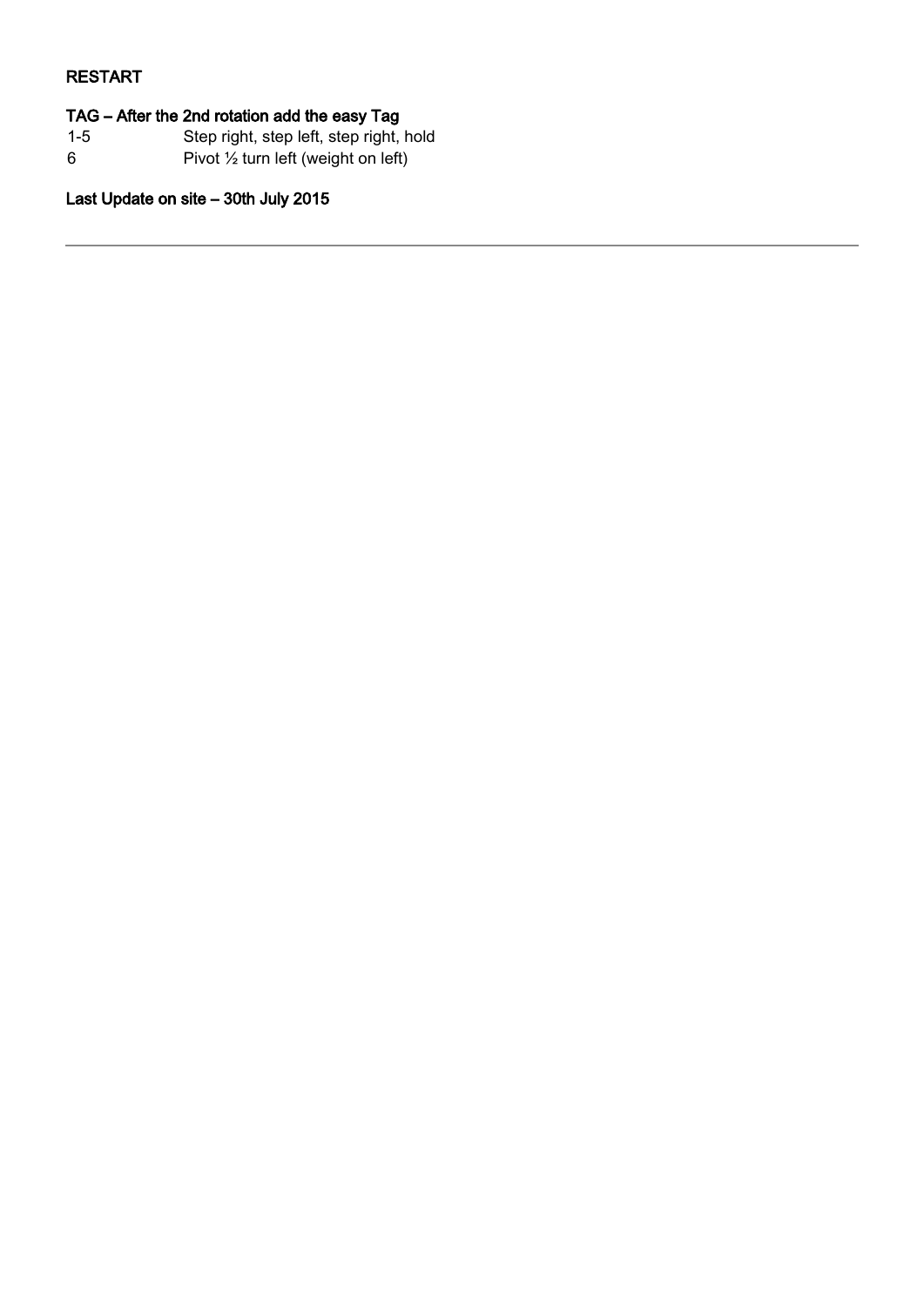**RESTART**

**TAG – After the 2nd rotation add the easy Tag**

| | |
|---|---|
| 1-5 | Step right, step left, step right, hold |
| 6 | Pivot ½ turn left (weight on left) |

**Last Update on site – 30th July 2015**

---